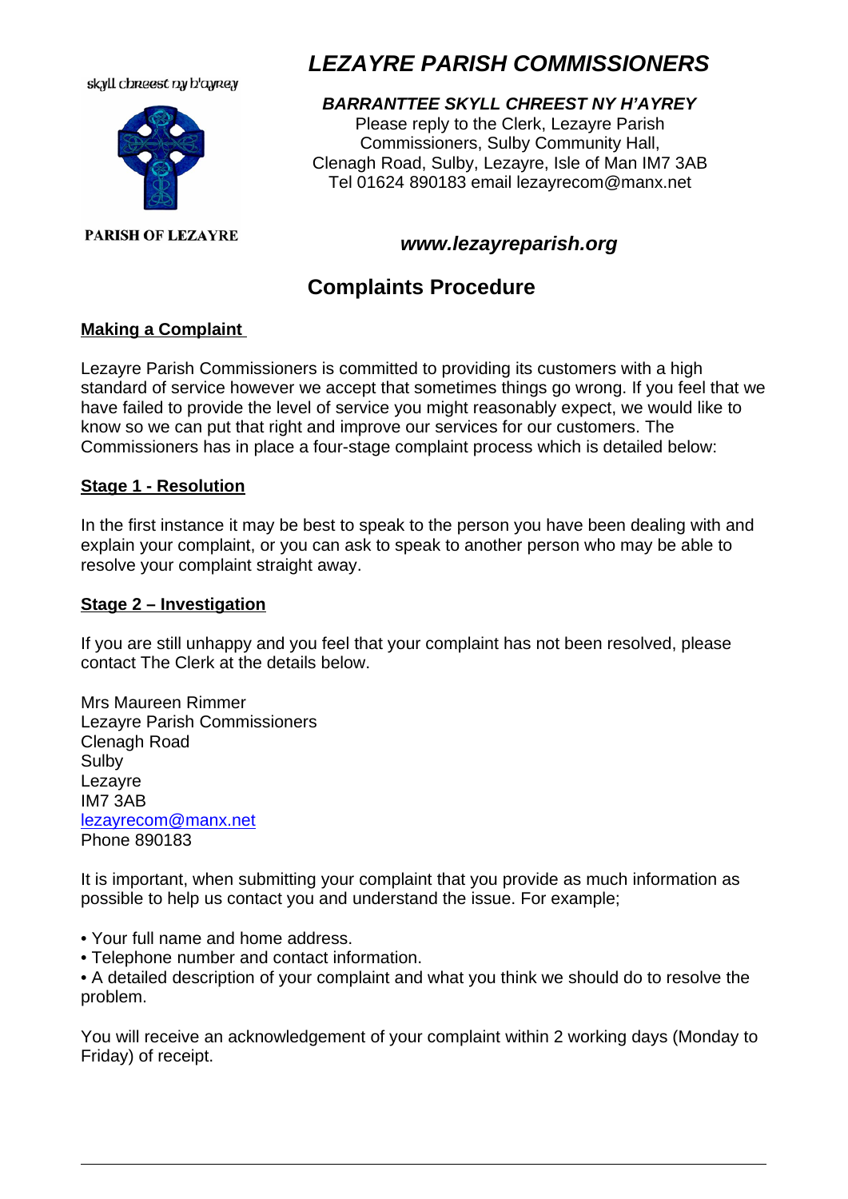skyll chreest ny h'ayrey

PARISH OF LEZAYRE

# *LEZAYRE PARISH COMMISSIONERS*

***BARRANTTEE SKYLL CHREEST NY H'AYREY***

Please reply to the Clerk, Lezayre Parish Commissioners, Sulby Community Hall, Clenagh Road, Sulby, Lezayre, Isle of Man IM7 3AB
Tel 01624 890183 email lezayrecom@manx.net

***www.lezayreparish.org***

## Complaints Procedure

**Making a Complaint**

Lezayre Parish Commissioners is committed to providing its customers with a high standard of service however we accept that sometimes things go wrong. If you feel that we have failed to provide the level of service you might reasonably expect, we would like to know so we can put that right and improve our services for our customers. The Commissioners has in place a four-stage complaint process which is detailed below:

**Stage 1 - Resolution**

In the first instance it may be best to speak to the person you have been dealing with and explain your complaint, or you can ask to speak to another person who may be able to resolve your complaint straight away.

**Stage 2 – Investigation**

If you are still unhappy and you feel that your complaint has not been resolved, please contact The Clerk at the details below.

Mrs Maureen Rimmer
Lezayre Parish Commissioners
Clenagh Road
Sulby
Lezayre
IM7 3AB
lezayrecom@manx.net
Phone 890183

It is important, when submitting your complaint that you provide as much information as possible to help us contact you and understand the issue. For example;

- Your full name and home address.
- Telephone number and contact information.
- A detailed description of your complaint and what you think we should do to resolve the problem.

You will receive an acknowledgement of your complaint within 2 working days (Monday to Friday) of receipt.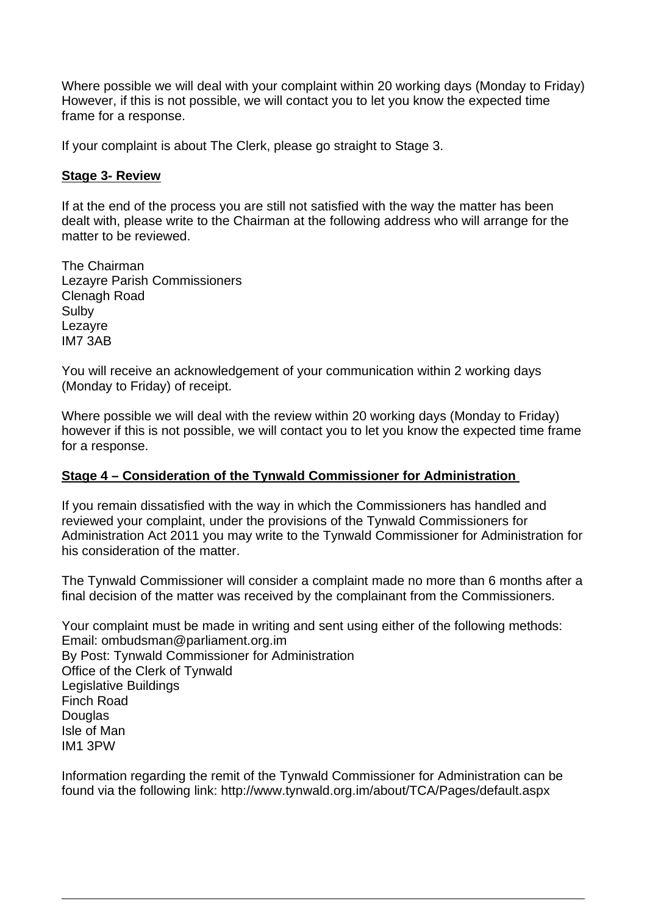Where possible we will deal with your complaint within 20 working days (Monday to Friday) However, if this is not possible, we will contact you to let you know the expected time frame for a response.

If your complaint is about The Clerk, please go straight to Stage 3.

**Stage 3- Review**

If at the end of the process you are still not satisfied with the way the matter has been dealt with, please write to the Chairman at the following address who will arrange for the matter to be reviewed.

The Chairman
Lezayre Parish Commissioners
Clenagh Road
Sulby
Lezayre
IM7 3AB

You will receive an acknowledgement of your communication within 2 working days (Monday to Friday) of receipt.

Where possible we will deal with the review within 20 working days (Monday to Friday) however if this is not possible, we will contact you to let you know the expected time frame for a response.

**Stage 4 – Consideration of the Tynwald Commissioner for Administration**

If you remain dissatisfied with the way in which the Commissioners has handled and reviewed your complaint, under the provisions of the Tynwald Commissioners for Administration Act 2011 you may write to the Tynwald Commissioner for Administration for his consideration of the matter.

The Tynwald Commissioner will consider a complaint made no more than 6 months after a final decision of the matter was received by the complainant from the Commissioners.

Your complaint must be made in writing and sent using either of the following methods:
Email: ombudsman@parliament.org.im
By Post: Tynwald Commissioner for Administration
Office of the Clerk of Tynwald
Legislative Buildings
Finch Road
Douglas
Isle of Man
IM1 3PW

Information regarding the remit of the Tynwald Commissioner for Administration can be found via the following link: http://www.tynwald.org.im/about/TCA/Pages/default.aspx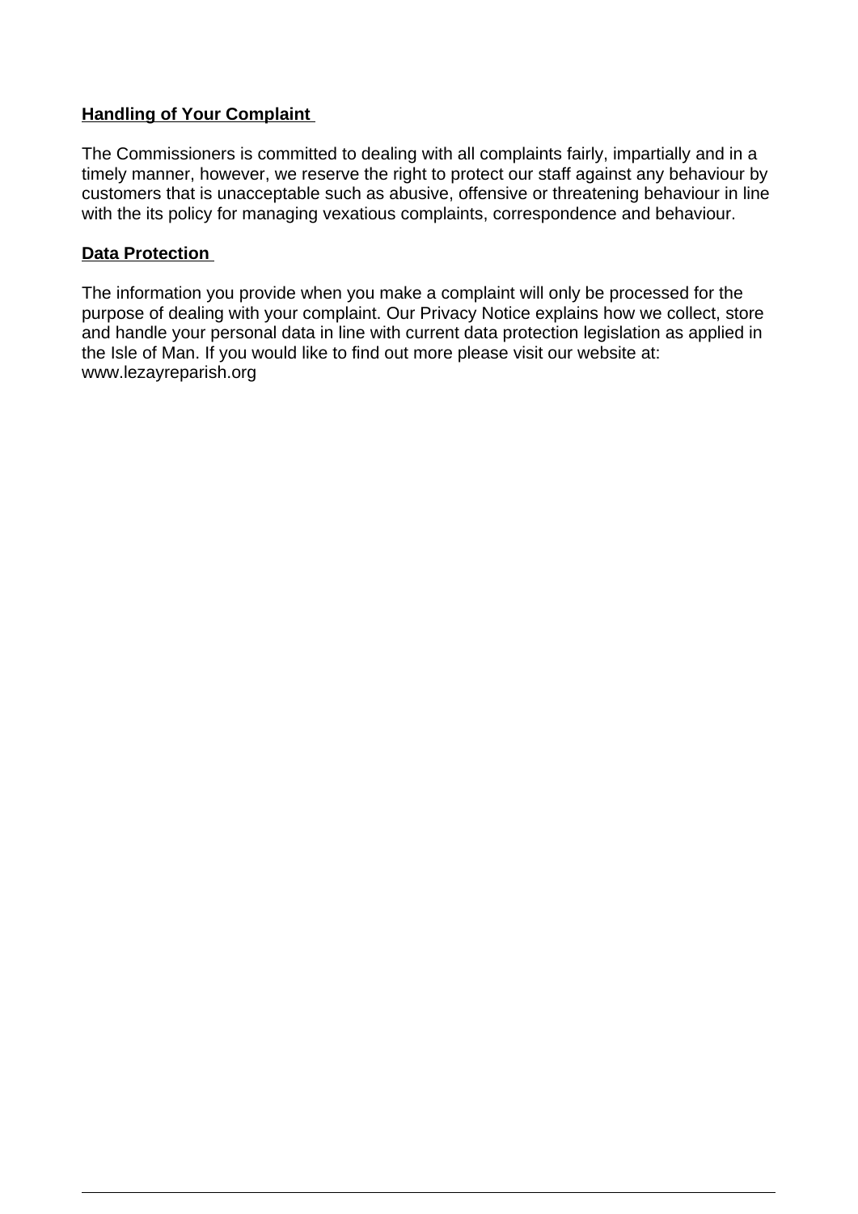**Handling of Your Complaint**

The Commissioners is committed to dealing with all complaints fairly, impartially and in a timely manner, however, we reserve the right to protect our staff against any behaviour by customers that is unacceptable such as abusive, offensive or threatening behaviour in line with the its policy for managing vexatious complaints, correspondence and behaviour.

**Data Protection**

The information you provide when you make a complaint will only be processed for the purpose of dealing with your complaint. Our Privacy Notice explains how we collect, store and handle your personal data in line with current data protection legislation as applied in the Isle of Man. If you would like to find out more please visit our website at: www.lezayreparish.org